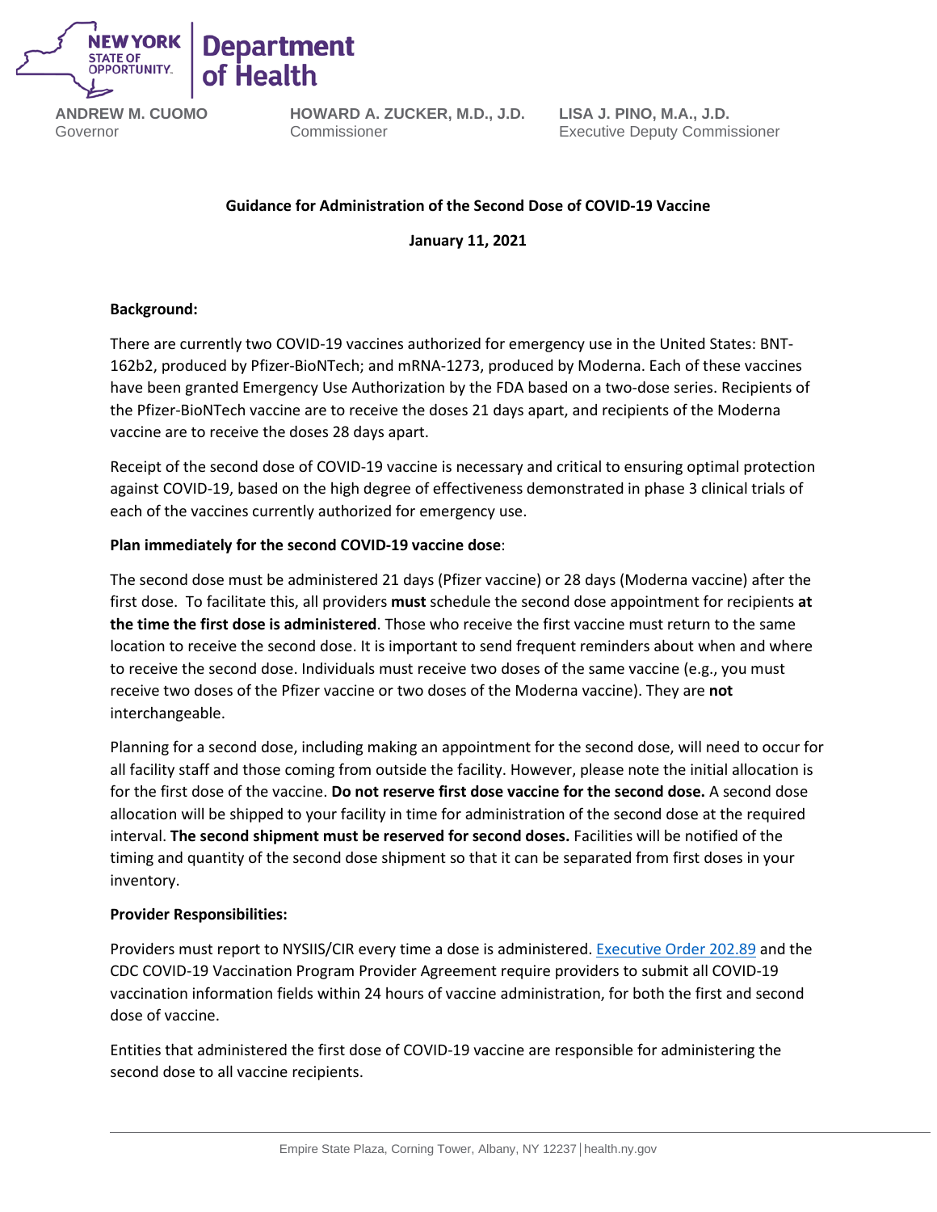**ANDREW M. CUOMO**
Governor

**HOWARD A. ZUCKER, M.D., J.D.**
Commissioner

**LISA J. PINO, M.A., J.D.**
Executive Deputy Commissioner

# Guidance for Administration of the Second Dose of COVID-19 Vaccine

**January 11, 2021**

**Background:**

There are currently two COVID-19 vaccines authorized for emergency use in the United States: BNT-162b2, produced by Pfizer-BioNTech; and mRNA-1273, produced by Moderna. Each of these vaccines have been granted Emergency Use Authorization by the FDA based on a two-dose series. Recipients of the Pfizer-BioNTech vaccine are to receive the doses 21 days apart, and recipients of the Moderna vaccine are to receive the doses 28 days apart.

Receipt of the second dose of COVID-19 vaccine is necessary and critical to ensuring optimal protection against COVID-19, based on the high degree of effectiveness demonstrated in phase 3 clinical trials of each of the vaccines currently authorized for emergency use.

**Plan immediately for the second COVID-19 vaccine dose**:

The second dose must be administered 21 days (Pfizer vaccine) or 28 days (Moderna vaccine) after the first dose. To facilitate this, all providers **must** schedule the second dose appointment for recipients **at the time the first dose is administered**. Those who receive the first vaccine must return to the same location to receive the second dose. It is important to send frequent reminders about when and where to receive the second dose. Individuals must receive two doses of the same vaccine (e.g., you must receive two doses of the Pfizer vaccine or two doses of the Moderna vaccine). They are **not** interchangeable.

Planning for a second dose, including making an appointment for the second dose, will need to occur for all facility staff and those coming from outside the facility. However, please note the initial allocation is for the first dose of the vaccine. **Do not reserve first dose vaccine for the second dose.** A second dose allocation will be shipped to your facility in time for administration of the second dose at the required interval. **The second shipment must be reserved for second doses.** Facilities will be notified of the timing and quantity of the second dose shipment so that it can be separated from first doses in your inventory.

**Provider Responsibilities:**

Providers must report to NYSIIS/CIR every time a dose is administered. Executive Order 202.89 and the CDC COVID-19 Vaccination Program Provider Agreement require providers to submit all COVID-19 vaccination information fields within 24 hours of vaccine administration, for both the first and second dose of vaccine.

Entities that administered the first dose of COVID-19 vaccine are responsible for administering the second dose to all vaccine recipients.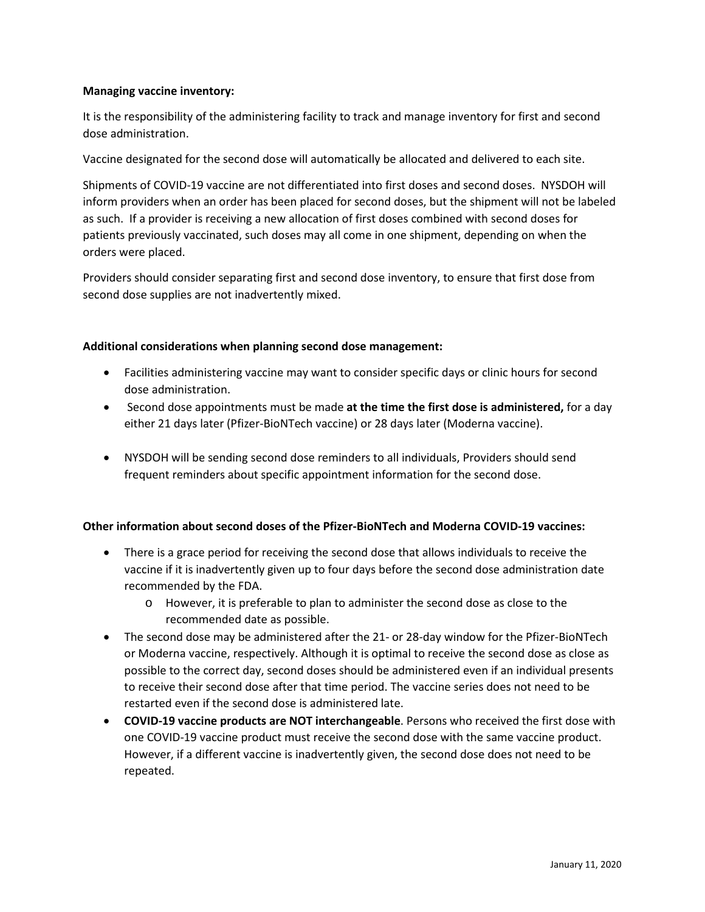**Managing vaccine inventory:**

It is the responsibility of the administering facility to track and manage inventory for first and second dose administration.

Vaccine designated for the second dose will automatically be allocated and delivered to each site.

Shipments of COVID-19 vaccine are not differentiated into first doses and second doses. NYSDOH will inform providers when an order has been placed for second doses, but the shipment will not be labeled as such. If a provider is receiving a new allocation of first doses combined with second doses for patients previously vaccinated, such doses may all come in one shipment, depending on when the orders were placed.

Providers should consider separating first and second dose inventory, to ensure that first dose from second dose supplies are not inadvertently mixed.

**Additional considerations when planning second dose management:**

- Facilities administering vaccine may want to consider specific days or clinic hours for second dose administration.
- Second dose appointments must be made **at the time the first dose is administered,** for a day either 21 days later (Pfizer-BioNTech vaccine) or 28 days later (Moderna vaccine).
- NYSDOH will be sending second dose reminders to all individuals, Providers should send frequent reminders about specific appointment information for the second dose.

**Other information about second doses of the Pfizer-BioNTech and Moderna COVID-19 vaccines:**

- There is a grace period for receiving the second dose that allows individuals to receive the vaccine if it is inadvertently given up to four days before the second dose administration date recommended by the FDA.
  - However, it is preferable to plan to administer the second dose as close to the recommended date as possible.
- The second dose may be administered after the 21- or 28-day window for the Pfizer-BioNTech or Moderna vaccine, respectively. Although it is optimal to receive the second dose as close as possible to the correct day, second doses should be administered even if an individual presents to receive their second dose after that time period. The vaccine series does not need to be restarted even if the second dose is administered late.
- **COVID-19 vaccine products are NOT interchangeable**. Persons who received the first dose with one COVID-19 vaccine product must receive the second dose with the same vaccine product. However, if a different vaccine is inadvertently given, the second dose does not need to be repeated.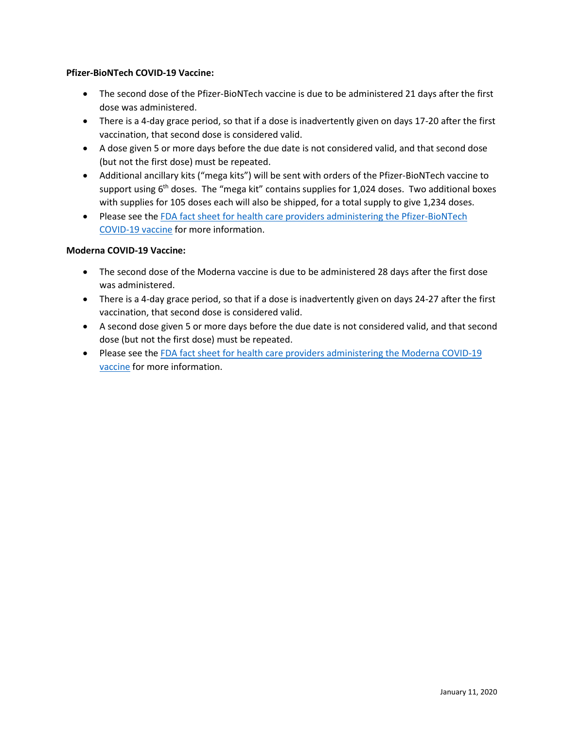**Pfizer-BioNTech COVID-19 Vaccine:**

- The second dose of the Pfizer-BioNTech vaccine is due to be administered 21 days after the first dose was administered.
- There is a 4-day grace period, so that if a dose is inadvertently given on days 17-20 after the first vaccination, that second dose is considered valid.
- A dose given 5 or more days before the due date is not considered valid, and that second dose (but not the first dose) must be repeated.
- Additional ancillary kits ("mega kits") will be sent with orders of the Pfizer-BioNTech vaccine to support using 6th doses. The "mega kit" contains supplies for 1,024 doses. Two additional boxes with supplies for 105 doses each will also be shipped, for a total supply to give 1,234 doses.
- Please see the FDA fact sheet for health care providers administering the Pfizer-BioNTech COVID-19 vaccine for more information.

**Moderna COVID-19 Vaccine:**

- The second dose of the Moderna vaccine is due to be administered 28 days after the first dose was administered.
- There is a 4-day grace period, so that if a dose is inadvertently given on days 24-27 after the first vaccination, that second dose is considered valid.
- A second dose given 5 or more days before the due date is not considered valid, and that second dose (but not the first dose) must be repeated.
- Please see the FDA fact sheet for health care providers administering the Moderna COVID-19 vaccine for more information.

January 11, 2020